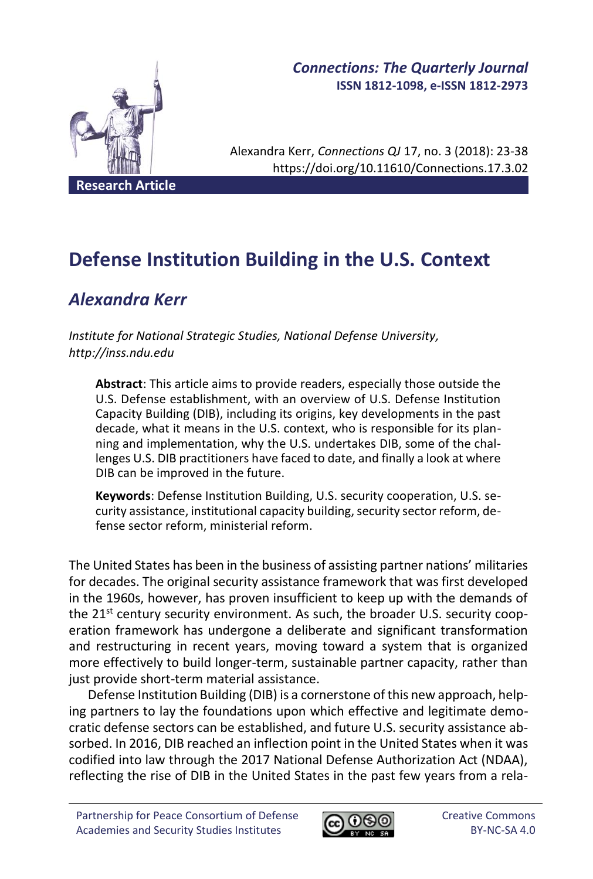*Connections: The Quarterly Journal*
**ISSN 1812-1098, e-ISSN 1812-2973**

Alexandra Kerr, *Connections QJ* 17, no. 3 (2018): 23-38
https://doi.org/10.11610/Connections.17.3.02

**Research Article**

# Defense Institution Building in the U.S. Context

## *Alexandra Kerr*

*Institute for National Strategic Studies, National Defense University, http://inss.ndu.edu*

> **Abstract**: This article aims to provide readers, especially those outside the U.S. Defense establishment, with an overview of U.S. Defense Institution Capacity Building (DIB), including its origins, key developments in the past decade, what it means in the U.S. context, who is responsible for its planning and implementation, why the U.S. undertakes DIB, some of the challenges U.S. DIB practitioners have faced to date, and finally a look at where DIB can be improved in the future.
>
> **Keywords**: Defense Institution Building, U.S. security cooperation, U.S. security assistance, institutional capacity building, security sector reform, defense sector reform, ministerial reform.

The United States has been in the business of assisting partner nations' militaries for decades. The original security assistance framework that was first developed in the 1960s, however, has proven insufficient to keep up with the demands of the 21st century security environment. As such, the broader U.S. security cooperation framework has undergone a deliberate and significant transformation and restructuring in recent years, moving toward a system that is organized more effectively to build longer-term, sustainable partner capacity, rather than just provide short-term material assistance.

Defense Institution Building (DIB) is a cornerstone of this new approach, helping partners to lay the foundations upon which effective and legitimate democratic defense sectors can be established, and future U.S. security assistance absorbed. In 2016, DIB reached an inflection point in the United States when it was codified into law through the 2017 National Defense Authorization Act (NDAA), reflecting the rise of DIB in the United States in the past few years from a rela-

Partnership for Peace Consortium of Defense Academies and Security Studies Institutes

Creative Commons BY-NC-SA 4.0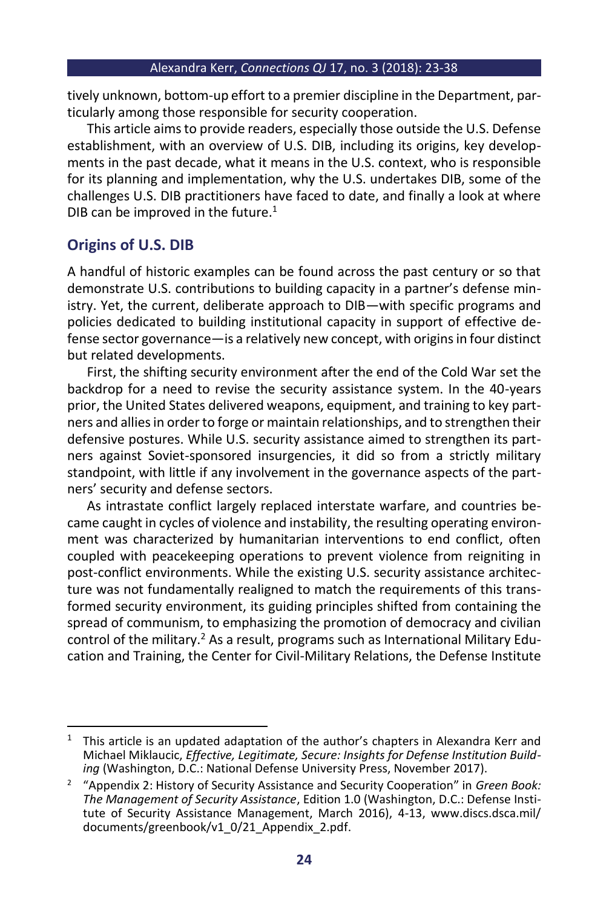tively unknown, bottom-up effort to a premier discipline in the Department, particularly among those responsible for security cooperation.

This article aims to provide readers, especially those outside the U.S. Defense establishment, with an overview of U.S. DIB, including its origins, key developments in the past decade, what it means in the U.S. context, who is responsible for its planning and implementation, why the U.S. undertakes DIB, some of the challenges U.S. DIB practitioners have faced to date, and finally a look at where DIB can be improved in the future.[1]

## Origins of U.S. DIB

A handful of historic examples can be found across the past century or so that demonstrate U.S. contributions to building capacity in a partner's defense ministry. Yet, the current, deliberate approach to DIB—with specific programs and policies dedicated to building institutional capacity in support of effective defense sector governance—is a relatively new concept, with origins in four distinct but related developments.

First, the shifting security environment after the end of the Cold War set the backdrop for a need to revise the security assistance system. In the 40-years prior, the United States delivered weapons, equipment, and training to key partners and allies in order to forge or maintain relationships, and to strengthen their defensive postures. While U.S. security assistance aimed to strengthen its partners against Soviet-sponsored insurgencies, it did so from a strictly military standpoint, with little if any involvement in the governance aspects of the partners' security and defense sectors.

As intrastate conflict largely replaced interstate warfare, and countries became caught in cycles of violence and instability, the resulting operating environment was characterized by humanitarian interventions to end conflict, often coupled with peacekeeping operations to prevent violence from reigniting in post-conflict environments. While the existing U.S. security assistance architecture was not fundamentally realigned to match the requirements of this transformed security environment, its guiding principles shifted from containing the spread of communism, to emphasizing the promotion of democracy and civilian control of the military.[2] As a result, programs such as International Military Education and Training, the Center for Civil-Military Relations, the Defense Institute

---

[1] This article is an updated adaptation of the author's chapters in Alexandra Kerr and Michael Miklaucic, *Effective, Legitimate, Secure: Insights for Defense Institution Building* (Washington, D.C.: National Defense University Press, November 2017).

[2] "Appendix 2: History of Security Assistance and Security Cooperation" in *Green Book: The Management of Security Assistance*, Edition 1.0 (Washington, D.C.: Defense Institute of Security Assistance Management, March 2016), 4-13, www.discs.dsca.mil/documents/greenbook/v1_0/21_Appendix_2.pdf.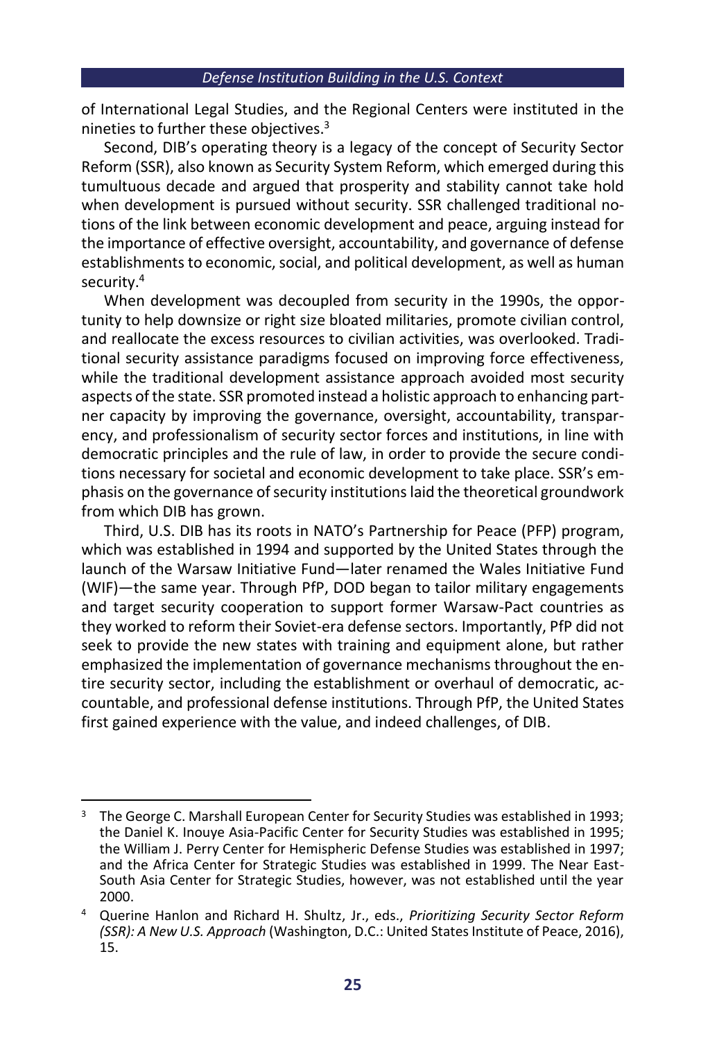of International Legal Studies, and the Regional Centers were instituted in the nineties to further these objectives.[3]

Second, DIB's operating theory is a legacy of the concept of Security Sector Reform (SSR), also known as Security System Reform, which emerged during this tumultuous decade and argued that prosperity and stability cannot take hold when development is pursued without security. SSR challenged traditional notions of the link between economic development and peace, arguing instead for the importance of effective oversight, accountability, and governance of defense establishments to economic, social, and political development, as well as human security.[4]

When development was decoupled from security in the 1990s, the opportunity to help downsize or right size bloated militaries, promote civilian control, and reallocate the excess resources to civilian activities, was overlooked. Traditional security assistance paradigms focused on improving force effectiveness, while the traditional development assistance approach avoided most security aspects of the state. SSR promoted instead a holistic approach to enhancing partner capacity by improving the governance, oversight, accountability, transparency, and professionalism of security sector forces and institutions, in line with democratic principles and the rule of law, in order to provide the secure conditions necessary for societal and economic development to take place. SSR's emphasis on the governance of security institutions laid the theoretical groundwork from which DIB has grown.

Third, U.S. DIB has its roots in NATO's Partnership for Peace (PFP) program, which was established in 1994 and supported by the United States through the launch of the Warsaw Initiative Fund—later renamed the Wales Initiative Fund (WIF)—the same year. Through PfP, DOD began to tailor military engagements and target security cooperation to support former Warsaw-Pact countries as they worked to reform their Soviet-era defense sectors. Importantly, PfP did not seek to provide the new states with training and equipment alone, but rather emphasized the implementation of governance mechanisms throughout the entire security sector, including the establishment or overhaul of democratic, accountable, and professional defense institutions. Through PfP, the United States first gained experience with the value, and indeed challenges, of DIB.

---

[3] The George C. Marshall European Center for Security Studies was established in 1993; the Daniel K. Inouye Asia-Pacific Center for Security Studies was established in 1995; the William J. Perry Center for Hemispheric Defense Studies was established in 1997; and the Africa Center for Strategic Studies was established in 1999. The Near East-South Asia Center for Strategic Studies, however, was not established until the year 2000.

[4] Querine Hanlon and Richard H. Shultz, Jr., eds., *Prioritizing Security Sector Reform (SSR): A New U.S. Approach* (Washington, D.C.: United States Institute of Peace, 2016), 15.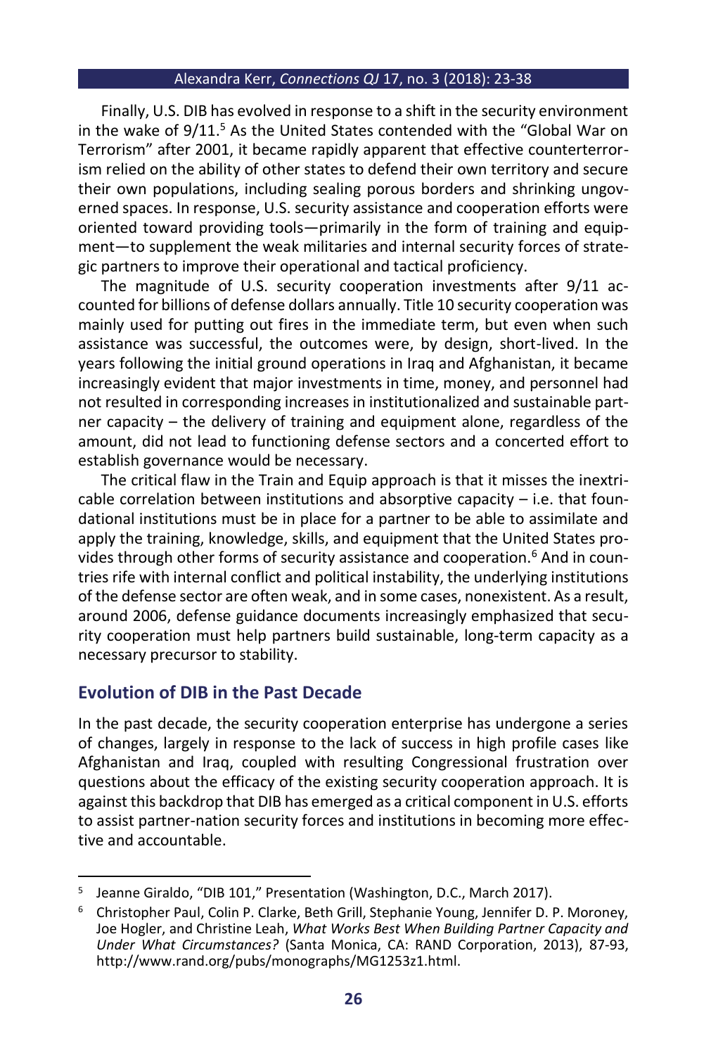Finally, U.S. DIB has evolved in response to a shift in the security environment in the wake of 9/11.[5] As the United States contended with the "Global War on Terrorism" after 2001, it became rapidly apparent that effective counterterrorism relied on the ability of other states to defend their own territory and secure their own populations, including sealing porous borders and shrinking ungoverned spaces. In response, U.S. security assistance and cooperation efforts were oriented toward providing tools—primarily in the form of training and equipment—to supplement the weak militaries and internal security forces of strategic partners to improve their operational and tactical proficiency.

The magnitude of U.S. security cooperation investments after 9/11 accounted for billions of defense dollars annually. Title 10 security cooperation was mainly used for putting out fires in the immediate term, but even when such assistance was successful, the outcomes were, by design, short-lived. In the years following the initial ground operations in Iraq and Afghanistan, it became increasingly evident that major investments in time, money, and personnel had not resulted in corresponding increases in institutionalized and sustainable partner capacity – the delivery of training and equipment alone, regardless of the amount, did not lead to functioning defense sectors and a concerted effort to establish governance would be necessary.

The critical flaw in the Train and Equip approach is that it misses the inextricable correlation between institutions and absorptive capacity – i.e. that foundational institutions must be in place for a partner to be able to assimilate and apply the training, knowledge, skills, and equipment that the United States provides through other forms of security assistance and cooperation.[6] And in countries rife with internal conflict and political instability, the underlying institutions of the defense sector are often weak, and in some cases, nonexistent. As a result, around 2006, defense guidance documents increasingly emphasized that security cooperation must help partners build sustainable, long-term capacity as a necessary precursor to stability.

## Evolution of DIB in the Past Decade

In the past decade, the security cooperation enterprise has undergone a series of changes, largely in response to the lack of success in high profile cases like Afghanistan and Iraq, coupled with resulting Congressional frustration over questions about the efficacy of the existing security cooperation approach. It is against this backdrop that DIB has emerged as a critical component in U.S. efforts to assist partner-nation security forces and institutions in becoming more effective and accountable.

---

[5] Jeanne Giraldo, "DIB 101," Presentation (Washington, D.C., March 2017).

[6] Christopher Paul, Colin P. Clarke, Beth Grill, Stephanie Young, Jennifer D. P. Moroney, Joe Hogler, and Christine Leah, *What Works Best When Building Partner Capacity and Under What Circumstances?* (Santa Monica, CA: RAND Corporation, 2013), 87-93, http://www.rand.org/pubs/monographs/MG1253z1.html.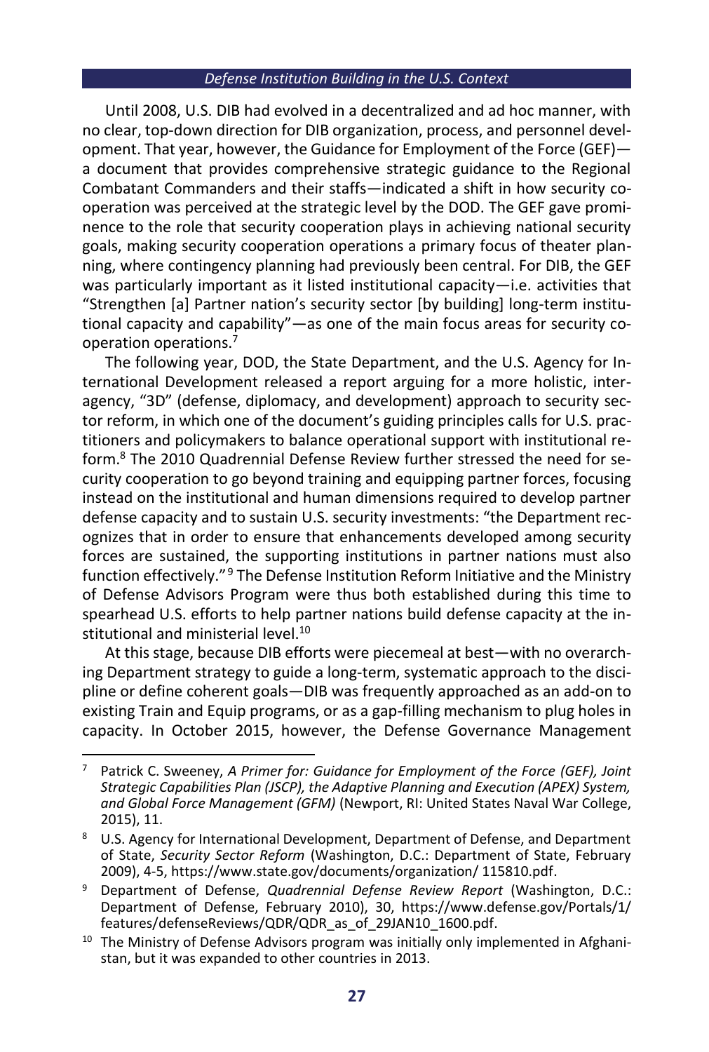Until 2008, U.S. DIB had evolved in a decentralized and ad hoc manner, with no clear, top-down direction for DIB organization, process, and personnel development. That year, however, the Guidance for Employment of the Force (GEF)—a document that provides comprehensive strategic guidance to the Regional Combatant Commanders and their staffs—indicated a shift in how security cooperation was perceived at the strategic level by the DOD. The GEF gave prominence to the role that security cooperation plays in achieving national security goals, making security cooperation operations a primary focus of theater planning, where contingency planning had previously been central. For DIB, the GEF was particularly important as it listed institutional capacity—i.e. activities that "Strengthen [a] Partner nation's security sector [by building] long-term institutional capacity and capability"—as one of the main focus areas for security cooperation operations.[7]

The following year, DOD, the State Department, and the U.S. Agency for International Development released a report arguing for a more holistic, interagency, "3D" (defense, diplomacy, and development) approach to security sector reform, in which one of the document's guiding principles calls for U.S. practitioners and policymakers to balance operational support with institutional reform.[8] The 2010 Quadrennial Defense Review further stressed the need for security cooperation to go beyond training and equipping partner forces, focusing instead on the institutional and human dimensions required to develop partner defense capacity and to sustain U.S. security investments: "the Department recognizes that in order to ensure that enhancements developed among security forces are sustained, the supporting institutions in partner nations must also function effectively."[9] The Defense Institution Reform Initiative and the Ministry of Defense Advisors Program were thus both established during this time to spearhead U.S. efforts to help partner nations build defense capacity at the institutional and ministerial level.[10]

At this stage, because DIB efforts were piecemeal at best—with no overarching Department strategy to guide a long-term, systematic approach to the discipline or define coherent goals—DIB was frequently approached as an add-on to existing Train and Equip programs, or as a gap-filling mechanism to plug holes in capacity. In October 2015, however, the Defense Governance Management

---

[7] Patrick C. Sweeney, *A Primer for: Guidance for Employment of the Force (GEF), Joint Strategic Capabilities Plan (JSCP), the Adaptive Planning and Execution (APEX) System, and Global Force Management (GFM)* (Newport, RI: United States Naval War College, 2015), 11.

[8] U.S. Agency for International Development, Department of Defense, and Department of State, *Security Sector Reform* (Washington, D.C.: Department of State, February 2009), 4-5, https://www.state.gov/documents/organization/ 115810.pdf.

[9] Department of Defense, *Quadrennial Defense Review Report* (Washington, D.C.: Department of Defense, February 2010), 30, https://www.defense.gov/Portals/1/ features/defenseReviews/QDR/QDR_as_of_29JAN10_1600.pdf.

[10] The Ministry of Defense Advisors program was initially only implemented in Afghanistan, but it was expanded to other countries in 2013.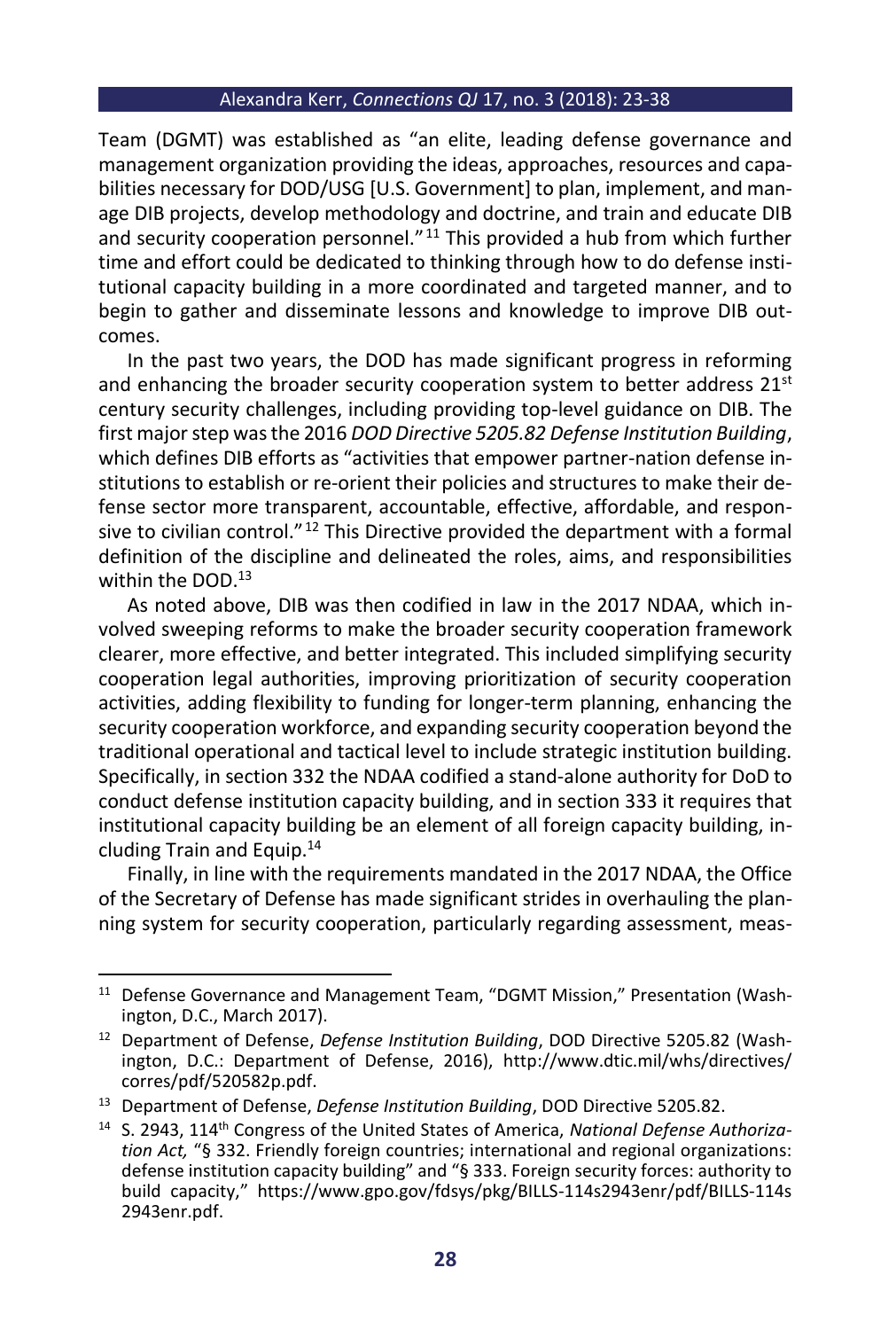Team (DGMT) was established as "an elite, leading defense governance and management organization providing the ideas, approaches, resources and capabilities necessary for DOD/USG [U.S. Government] to plan, implement, and manage DIB projects, develop methodology and doctrine, and train and educate DIB and security cooperation personnel."[11] This provided a hub from which further time and effort could be dedicated to thinking through how to do defense institutional capacity building in a more coordinated and targeted manner, and to begin to gather and disseminate lessons and knowledge to improve DIB outcomes.

In the past two years, the DOD has made significant progress in reforming and enhancing the broader security cooperation system to better address 21st century security challenges, including providing top-level guidance on DIB. The first major step was the 2016 *DOD Directive 5205.82 Defense Institution Building*, which defines DIB efforts as "activities that empower partner-nation defense institutions to establish or re-orient their policies and structures to make their defense sector more transparent, accountable, effective, affordable, and responsive to civilian control."[12] This Directive provided the department with a formal definition of the discipline and delineated the roles, aims, and responsibilities within the DOD.[13]

As noted above, DIB was then codified in law in the 2017 NDAA, which involved sweeping reforms to make the broader security cooperation framework clearer, more effective, and better integrated. This included simplifying security cooperation legal authorities, improving prioritization of security cooperation activities, adding flexibility to funding for longer-term planning, enhancing the security cooperation workforce, and expanding security cooperation beyond the traditional operational and tactical level to include strategic institution building. Specifically, in section 332 the NDAA codified a stand-alone authority for DoD to conduct defense institution capacity building, and in section 333 it requires that institutional capacity building be an element of all foreign capacity building, including Train and Equip.[14]

Finally, in line with the requirements mandated in the 2017 NDAA, the Office of the Secretary of Defense has made significant strides in overhauling the planning system for security cooperation, particularly regarding assessment, meas-

---

[11] Defense Governance and Management Team, "DGMT Mission," Presentation (Washington, D.C., March 2017).

[12] Department of Defense, *Defense Institution Building*, DOD Directive 5205.82 (Washington, D.C.: Department of Defense, 2016), http://www.dtic.mil/whs/directives/corres/pdf/520582p.pdf.

[13] Department of Defense, *Defense Institution Building*, DOD Directive 5205.82.

[14] S. 2943, 114th Congress of the United States of America, *National Defense Authorization Act,* "§ 332. Friendly foreign countries; international and regional organizations: defense institution capacity building" and "§ 333. Foreign security forces: authority to build capacity," https://www.gpo.gov/fdsys/pkg/BILLS-114s2943enr/pdf/BILLS-114s2943enr.pdf.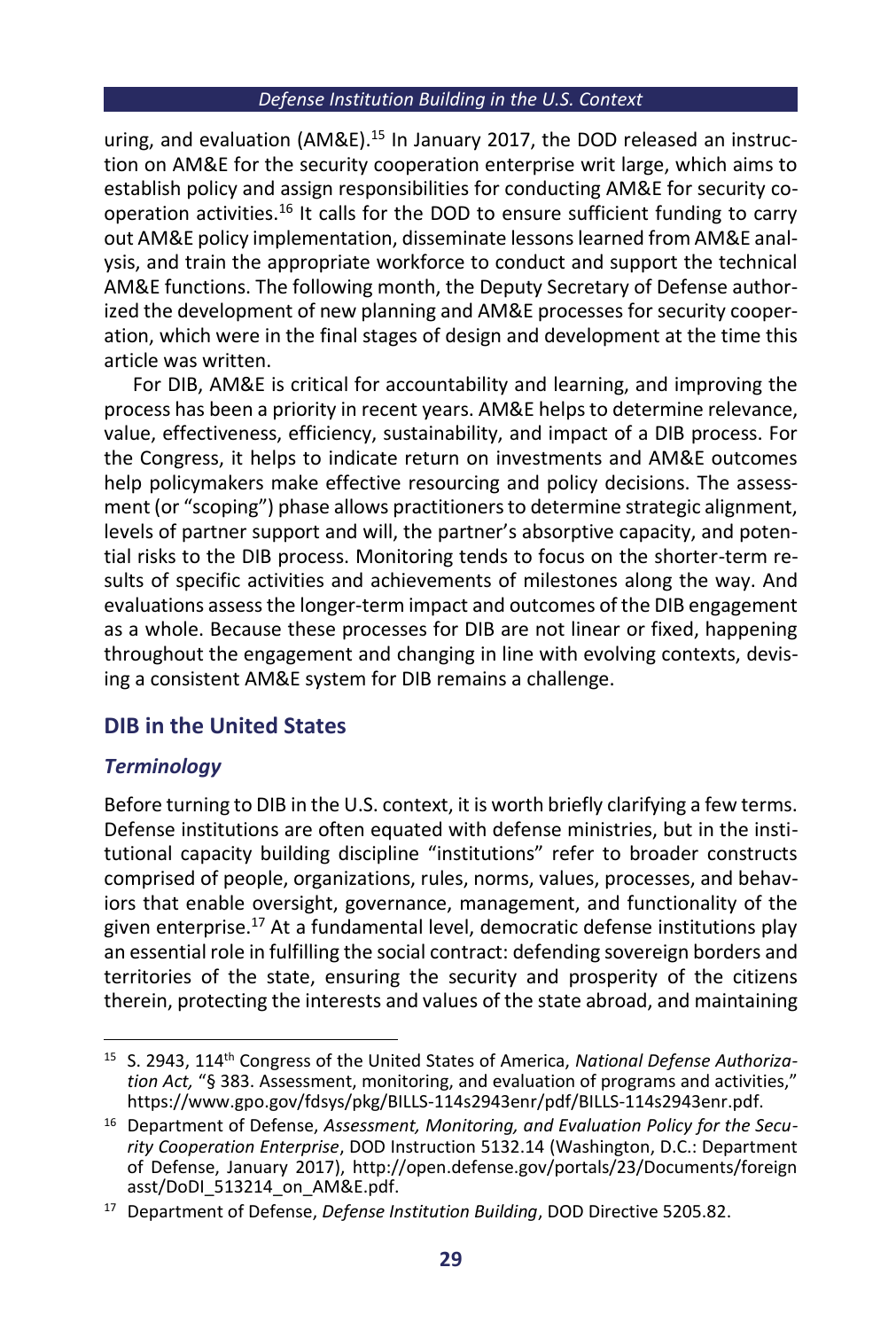uring, and evaluation (AM&E).[15] In January 2017, the DOD released an instruction on AM&E for the security cooperation enterprise writ large, which aims to establish policy and assign responsibilities for conducting AM&E for security cooperation activities.[16] It calls for the DOD to ensure sufficient funding to carry out AM&E policy implementation, disseminate lessons learned from AM&E analysis, and train the appropriate workforce to conduct and support the technical AM&E functions. The following month, the Deputy Secretary of Defense authorized the development of new planning and AM&E processes for security cooperation, which were in the final stages of design and development at the time this article was written.

For DIB, AM&E is critical for accountability and learning, and improving the process has been a priority in recent years. AM&E helps to determine relevance, value, effectiveness, efficiency, sustainability, and impact of a DIB process. For the Congress, it helps to indicate return on investments and AM&E outcomes help policymakers make effective resourcing and policy decisions. The assessment (or "scoping") phase allows practitioners to determine strategic alignment, levels of partner support and will, the partner's absorptive capacity, and potential risks to the DIB process. Monitoring tends to focus on the shorter-term results of specific activities and achievements of milestones along the way. And evaluations assess the longer-term impact and outcomes of the DIB engagement as a whole. Because these processes for DIB are not linear or fixed, happening throughout the engagement and changing in line with evolving contexts, devising a consistent AM&E system for DIB remains a challenge.

## DIB in the United States

### *Terminology*

Before turning to DIB in the U.S. context, it is worth briefly clarifying a few terms. Defense institutions are often equated with defense ministries, but in the institutional capacity building discipline "institutions" refer to broader constructs comprised of people, organizations, rules, norms, values, processes, and behaviors that enable oversight, governance, management, and functionality of the given enterprise.[17] At a fundamental level, democratic defense institutions play an essential role in fulfilling the social contract: defending sovereign borders and territories of the state, ensuring the security and prosperity of the citizens therein, protecting the interests and values of the state abroad, and maintaining

---

[15] S. 2943, 114th Congress of the United States of America, *National Defense Authorization Act,* "§ 383. Assessment, monitoring, and evaluation of programs and activities," https://www.gpo.gov/fdsys/pkg/BILLS-114s2943enr/pdf/BILLS-114s2943enr.pdf.

[16] Department of Defense, *Assessment, Monitoring, and Evaluation Policy for the Security Cooperation Enterprise*, DOD Instruction 5132.14 (Washington, D.C.: Department of Defense, January 2017), http://open.defense.gov/portals/23/Documents/foreignasst/DoDI_513214_on_AM&E.pdf.

[17] Department of Defense, *Defense Institution Building*, DOD Directive 5205.82.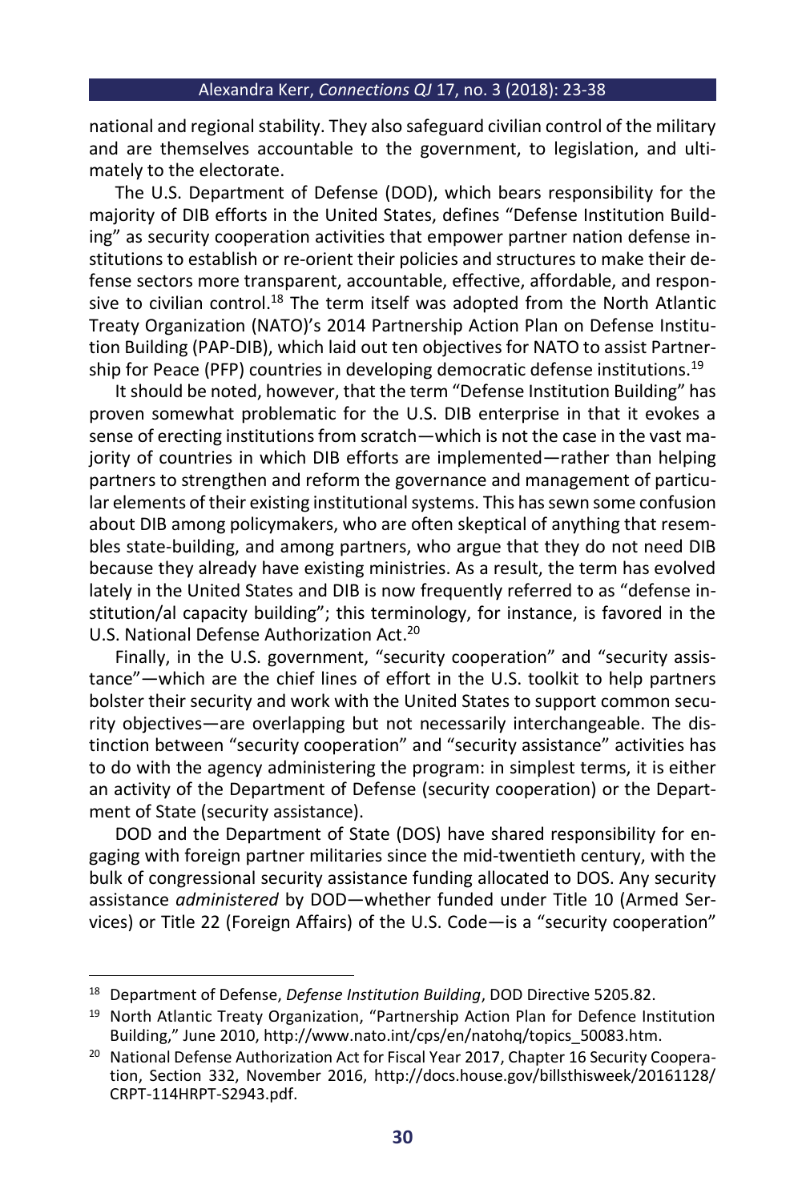national and regional stability. They also safeguard civilian control of the military and are themselves accountable to the government, to legislation, and ultimately to the electorate.

The U.S. Department of Defense (DOD), which bears responsibility for the majority of DIB efforts in the United States, defines "Defense Institution Building" as security cooperation activities that empower partner nation defense institutions to establish or re-orient their policies and structures to make their defense sectors more transparent, accountable, effective, affordable, and responsive to civilian control.[18] The term itself was adopted from the North Atlantic Treaty Organization (NATO)'s 2014 Partnership Action Plan on Defense Institution Building (PAP-DIB), which laid out ten objectives for NATO to assist Partnership for Peace (PFP) countries in developing democratic defense institutions.[19]

It should be noted, however, that the term "Defense Institution Building" has proven somewhat problematic for the U.S. DIB enterprise in that it evokes a sense of erecting institutions from scratch—which is not the case in the vast majority of countries in which DIB efforts are implemented—rather than helping partners to strengthen and reform the governance and management of particular elements of their existing institutional systems. This has sewn some confusion about DIB among policymakers, who are often skeptical of anything that resembles state-building, and among partners, who argue that they do not need DIB because they already have existing ministries. As a result, the term has evolved lately in the United States and DIB is now frequently referred to as "defense institution/al capacity building"; this terminology, for instance, is favored in the U.S. National Defense Authorization Act.[20]

Finally, in the U.S. government, "security cooperation" and "security assistance"—which are the chief lines of effort in the U.S. toolkit to help partners bolster their security and work with the United States to support common security objectives—are overlapping but not necessarily interchangeable. The distinction between "security cooperation" and "security assistance" activities has to do with the agency administering the program: in simplest terms, it is either an activity of the Department of Defense (security cooperation) or the Department of State (security assistance).

DOD and the Department of State (DOS) have shared responsibility for engaging with foreign partner militaries since the mid-twentieth century, with the bulk of congressional security assistance funding allocated to DOS. Any security assistance *administered* by DOD—whether funded under Title 10 (Armed Services) or Title 22 (Foreign Affairs) of the U.S. Code—is a "security cooperation"

---

[18] Department of Defense, *Defense Institution Building*, DOD Directive 5205.82.

[19] North Atlantic Treaty Organization, "Partnership Action Plan for Defence Institution Building," June 2010, http://www.nato.int/cps/en/natohq/topics_50083.htm.

[20] National Defense Authorization Act for Fiscal Year 2017, Chapter 16 Security Cooperation, Section 332, November 2016, http://docs.house.gov/billsthisweek/20161128/CRPT-114HRPT-S2943.pdf.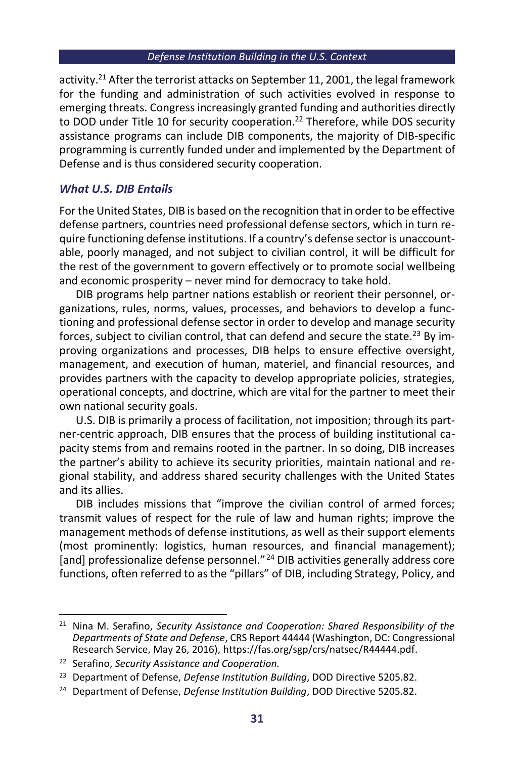activity.[21] After the terrorist attacks on September 11, 2001, the legal framework for the funding and administration of such activities evolved in response to emerging threats. Congress increasingly granted funding and authorities directly to DOD under Title 10 for security cooperation.[22] Therefore, while DOS security assistance programs can include DIB components, the majority of DIB-specific programming is currently funded under and implemented by the Department of Defense and is thus considered security cooperation.

### *What U.S. DIB Entails*

For the United States, DIB is based on the recognition that in order to be effective defense partners, countries need professional defense sectors, which in turn require functioning defense institutions. If a country's defense sector is unaccountable, poorly managed, and not subject to civilian control, it will be difficult for the rest of the government to govern effectively or to promote social wellbeing and economic prosperity – never mind for democracy to take hold.

DIB programs help partner nations establish or reorient their personnel, organizations, rules, norms, values, processes, and behaviors to develop a functioning and professional defense sector in order to develop and manage security forces, subject to civilian control, that can defend and secure the state.[23] By improving organizations and processes, DIB helps to ensure effective oversight, management, and execution of human, materiel, and financial resources, and provides partners with the capacity to develop appropriate policies, strategies, operational concepts, and doctrine, which are vital for the partner to meet their own national security goals.

U.S. DIB is primarily a process of facilitation, not imposition; through its partner-centric approach, DIB ensures that the process of building institutional capacity stems from and remains rooted in the partner. In so doing, DIB increases the partner's ability to achieve its security priorities, maintain national and regional stability, and address shared security challenges with the United States and its allies.

DIB includes missions that "improve the civilian control of armed forces; transmit values of respect for the rule of law and human rights; improve the management methods of defense institutions, as well as their support elements (most prominently: logistics, human resources, and financial management); [and] professionalize defense personnel."[24] DIB activities generally address core functions, often referred to as the "pillars" of DIB, including Strategy, Policy, and

---

[21] Nina M. Serafino, *Security Assistance and Cooperation: Shared Responsibility of the Departments of State and Defense*, CRS Report 44444 (Washington, DC: Congressional Research Service, May 26, 2016), https://fas.org/sgp/crs/natsec/R44444.pdf.

[22] Serafino, *Security Assistance and Cooperation.*

[23] Department of Defense, *Defense Institution Building*, DOD Directive 5205.82.

[24] Department of Defense, *Defense Institution Building*, DOD Directive 5205.82.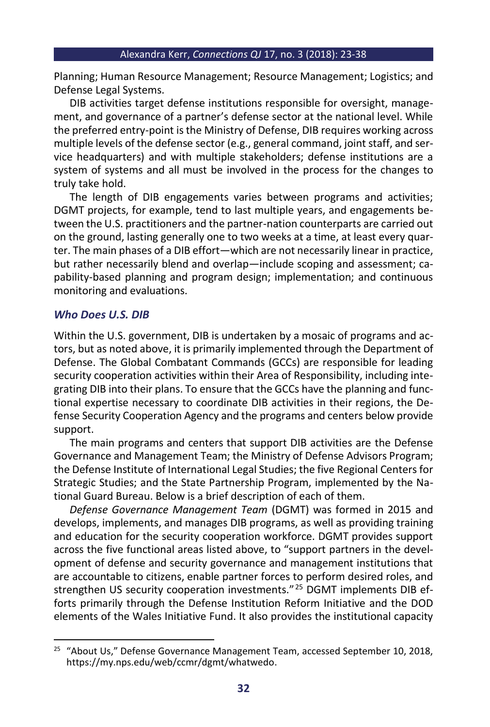Planning; Human Resource Management; Resource Management; Logistics; and Defense Legal Systems.

DIB activities target defense institutions responsible for oversight, management, and governance of a partner's defense sector at the national level. While the preferred entry-point is the Ministry of Defense, DIB requires working across multiple levels of the defense sector (e.g., general command, joint staff, and service headquarters) and with multiple stakeholders; defense institutions are a system of systems and all must be involved in the process for the changes to truly take hold.

The length of DIB engagements varies between programs and activities; DGMT projects, for example, tend to last multiple years, and engagements between the U.S. practitioners and the partner-nation counterparts are carried out on the ground, lasting generally one to two weeks at a time, at least every quarter. The main phases of a DIB effort—which are not necessarily linear in practice, but rather necessarily blend and overlap—include scoping and assessment; capability-based planning and program design; implementation; and continuous monitoring and evaluations.

### *Who Does U.S. DIB*

Within the U.S. government, DIB is undertaken by a mosaic of programs and actors, but as noted above, it is primarily implemented through the Department of Defense. The Global Combatant Commands (GCCs) are responsible for leading security cooperation activities within their Area of Responsibility, including integrating DIB into their plans. To ensure that the GCCs have the planning and functional expertise necessary to coordinate DIB activities in their regions, the Defense Security Cooperation Agency and the programs and centers below provide support.

The main programs and centers that support DIB activities are the Defense Governance and Management Team; the Ministry of Defense Advisors Program; the Defense Institute of International Legal Studies; the five Regional Centers for Strategic Studies; and the State Partnership Program, implemented by the National Guard Bureau. Below is a brief description of each of them.

*Defense Governance Management Team* (DGMT) was formed in 2015 and develops, implements, and manages DIB programs, as well as providing training and education for the security cooperation workforce. DGMT provides support across the five functional areas listed above, to "support partners in the development of defense and security governance and management institutions that are accountable to citizens, enable partner forces to perform desired roles, and strengthen US security cooperation investments."[25] DGMT implements DIB efforts primarily through the Defense Institution Reform Initiative and the DOD elements of the Wales Initiative Fund. It also provides the institutional capacity

---

[25] "About Us," Defense Governance Management Team, accessed September 10, 2018, https://my.nps.edu/web/ccmr/dgmt/whatwedo.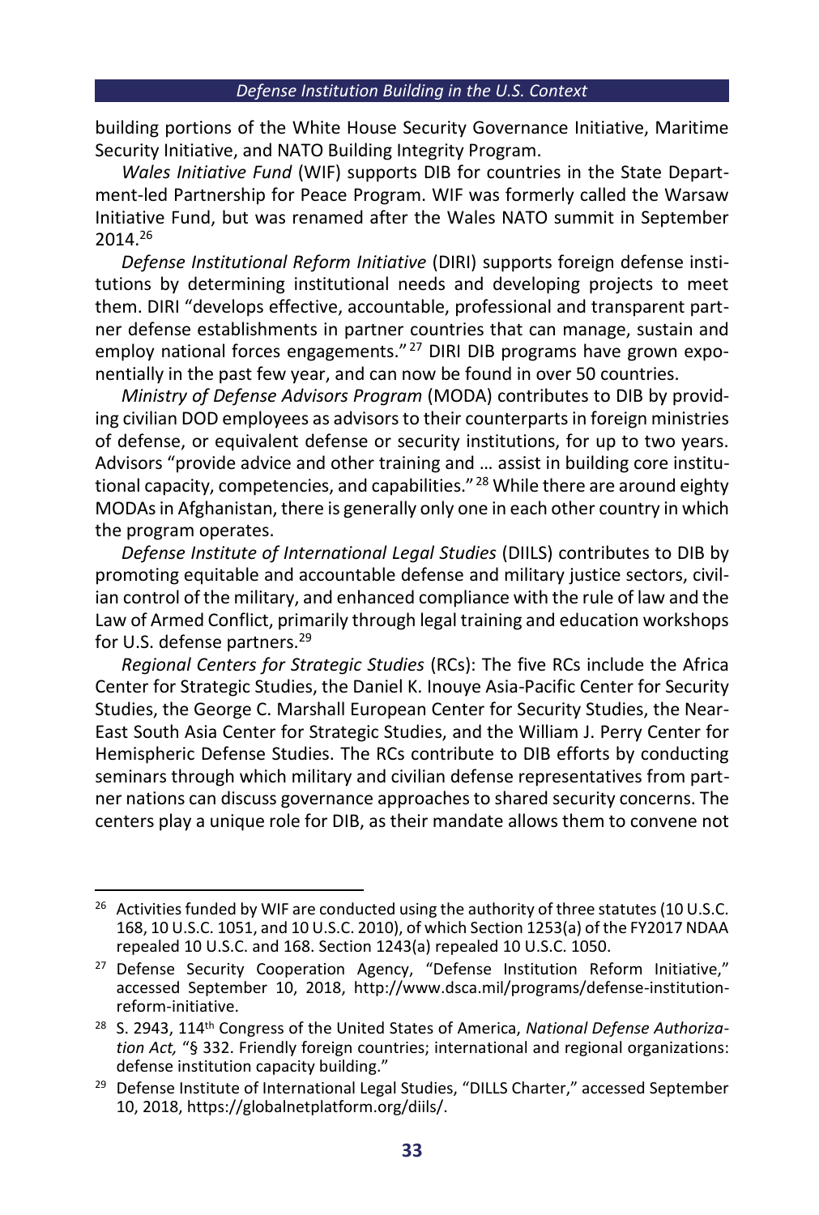building portions of the White House Security Governance Initiative, Maritime Security Initiative, and NATO Building Integrity Program.

*Wales Initiative Fund* (WIF) supports DIB for countries in the State Department-led Partnership for Peace Program. WIF was formerly called the Warsaw Initiative Fund, but was renamed after the Wales NATO summit in September 2014.[26]

*Defense Institutional Reform Initiative* (DIRI) supports foreign defense institutions by determining institutional needs and developing projects to meet them. DIRI "develops effective, accountable, professional and transparent partner defense establishments in partner countries that can manage, sustain and employ national forces engagements."[27] DIRI DIB programs have grown exponentially in the past few year, and can now be found in over 50 countries.

*Ministry of Defense Advisors Program* (MODA) contributes to DIB by providing civilian DOD employees as advisors to their counterparts in foreign ministries of defense, or equivalent defense or security institutions, for up to two years. Advisors "provide advice and other training and … assist in building core institutional capacity, competencies, and capabilities."[28] While there are around eighty MODAs in Afghanistan, there is generally only one in each other country in which the program operates.

*Defense Institute of International Legal Studies* (DIILS) contributes to DIB by promoting equitable and accountable defense and military justice sectors, civilian control of the military, and enhanced compliance with the rule of law and the Law of Armed Conflict, primarily through legal training and education workshops for U.S. defense partners.[29]

*Regional Centers for Strategic Studies* (RCs): The five RCs include the Africa Center for Strategic Studies, the Daniel K. Inouye Asia-Pacific Center for Security Studies, the George C. Marshall European Center for Security Studies, the Near-East South Asia Center for Strategic Studies, and the William J. Perry Center for Hemispheric Defense Studies. The RCs contribute to DIB efforts by conducting seminars through which military and civilian defense representatives from partner nations can discuss governance approaches to shared security concerns. The centers play a unique role for DIB, as their mandate allows them to convene not

---

[26] Activities funded by WIF are conducted using the authority of three statutes (10 U.S.C. 168, 10 U.S.C. 1051, and 10 U.S.C. 2010), of which Section 1253(a) of the FY2017 NDAA repealed 10 U.S.C. and 168. Section 1243(a) repealed 10 U.S.C. 1050.

[27] Defense Security Cooperation Agency, "Defense Institution Reform Initiative," accessed September 10, 2018, http://www.dsca.mil/programs/defense-institution-reform-initiative.

[28] S. 2943, 114th Congress of the United States of America, *National Defense Authorization Act,* "§ 332. Friendly foreign countries; international and regional organizations: defense institution capacity building."

[29] Defense Institute of International Legal Studies, "DILLS Charter," accessed September 10, 2018, https://globalnetplatform.org/diils/.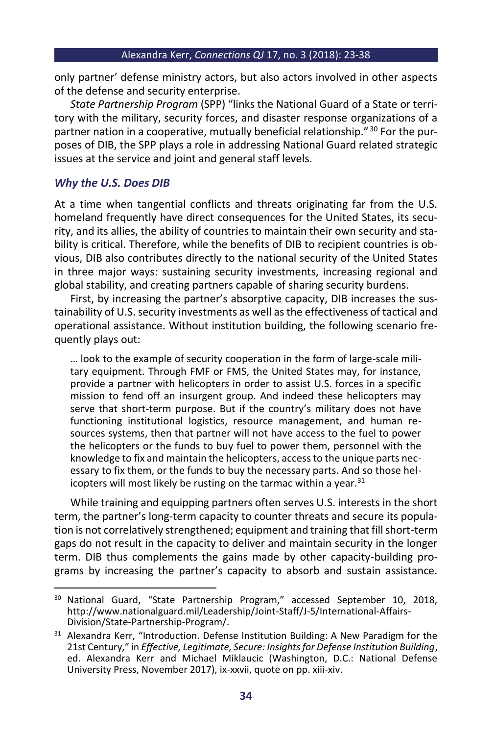only partner' defense ministry actors, but also actors involved in other aspects of the defense and security enterprise.

*State Partnership Program* (SPP) "links the National Guard of a State or territory with the military, security forces, and disaster response organizations of a partner nation in a cooperative, mutually beneficial relationship."[30] For the purposes of DIB, the SPP plays a role in addressing National Guard related strategic issues at the service and joint and general staff levels.

### *Why the U.S. Does DIB*

At a time when tangential conflicts and threats originating far from the U.S. homeland frequently have direct consequences for the United States, its security, and its allies, the ability of countries to maintain their own security and stability is critical. Therefore, while the benefits of DIB to recipient countries is obvious, DIB also contributes directly to the national security of the United States in three major ways: sustaining security investments, increasing regional and global stability, and creating partners capable of sharing security burdens.

First, by increasing the partner's absorptive capacity, DIB increases the sustainability of U.S. security investments as well as the effectiveness of tactical and operational assistance. Without institution building, the following scenario frequently plays out:

> … look to the example of security cooperation in the form of large-scale military equipment. Through FMF or FMS, the United States may, for instance, provide a partner with helicopters in order to assist U.S. forces in a specific mission to fend off an insurgent group. And indeed these helicopters may serve that short-term purpose. But if the country's military does not have functioning institutional logistics, resource management, and human resources systems, then that partner will not have access to the fuel to power the helicopters or the funds to buy fuel to power them, personnel with the knowledge to fix and maintain the helicopters, access to the unique parts necessary to fix them, or the funds to buy the necessary parts. And so those helicopters will most likely be rusting on the tarmac within a year.[31]

While training and equipping partners often serves U.S. interests in the short term, the partner's long-term capacity to counter threats and secure its population is not correlatively strengthened; equipment and training that fill short-term gaps do not result in the capacity to deliver and maintain security in the longer term. DIB thus complements the gains made by other capacity-building programs by increasing the partner's capacity to absorb and sustain assistance.

---

[30] National Guard, "State Partnership Program," accessed September 10, 2018, http://www.nationalguard.mil/Leadership/Joint-Staff/J-5/International-Affairs-Division/State-Partnership-Program/.

[31] Alexandra Kerr, "Introduction. Defense Institution Building: A New Paradigm for the 21st Century," in *Effective, Legitimate, Secure: Insights for Defense Institution Building*, ed. Alexandra Kerr and Michael Miklaucic (Washington, D.C.: National Defense University Press, November 2017), ix-xxvii, quote on pp. xiii-xiv.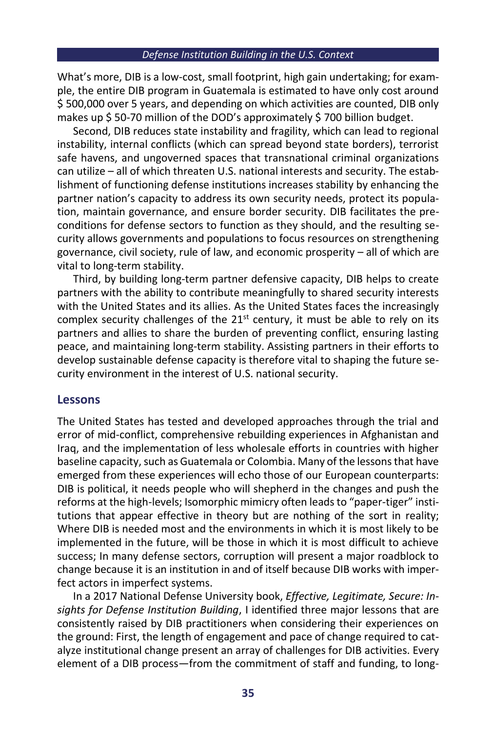What's more, DIB is a low-cost, small footprint, high gain undertaking; for example, the entire DIB program in Guatemala is estimated to have only cost around $ 500,000 over 5 years, and depending on which activities are counted, DIB only makes up $ 50-70 million of the DOD's approximately $ 700 billion budget.

Second, DIB reduces state instability and fragility, which can lead to regional instability, internal conflicts (which can spread beyond state borders), terrorist safe havens, and ungoverned spaces that transnational criminal organizations can utilize – all of which threaten U.S. national interests and security. The establishment of functioning defense institutions increases stability by enhancing the partner nation's capacity to address its own security needs, protect its population, maintain governance, and ensure border security. DIB facilitates the preconditions for defense sectors to function as they should, and the resulting security allows governments and populations to focus resources on strengthening governance, civil society, rule of law, and economic prosperity – all of which are vital to long-term stability.

Third, by building long-term partner defensive capacity, DIB helps to create partners with the ability to contribute meaningfully to shared security interests with the United States and its allies. As the United States faces the increasingly complex security challenges of the 21st century, it must be able to rely on its partners and allies to share the burden of preventing conflict, ensuring lasting peace, and maintaining long-term stability. Assisting partners in their efforts to develop sustainable defense capacity is therefore vital to shaping the future security environment in the interest of U.S. national security.

## Lessons

The United States has tested and developed approaches through the trial and error of mid-conflict, comprehensive rebuilding experiences in Afghanistan and Iraq, and the implementation of less wholesale efforts in countries with higher baseline capacity, such as Guatemala or Colombia. Many of the lessons that have emerged from these experiences will echo those of our European counterparts: DIB is political, it needs people who will shepherd in the changes and push the reforms at the high-levels; Isomorphic mimicry often leads to "paper-tiger" institutions that appear effective in theory but are nothing of the sort in reality; Where DIB is needed most and the environments in which it is most likely to be implemented in the future, will be those in which it is most difficult to achieve success; In many defense sectors, corruption will present a major roadblock to change because it is an institution in and of itself because DIB works with imperfect actors in imperfect systems.

In a 2017 National Defense University book, *Effective, Legitimate, Secure: Insights for Defense Institution Building*, I identified three major lessons that are consistently raised by DIB practitioners when considering their experiences on the ground: First, the length of engagement and pace of change required to catalyze institutional change present an array of challenges for DIB activities. Every element of a DIB process—from the commitment of staff and funding, to long-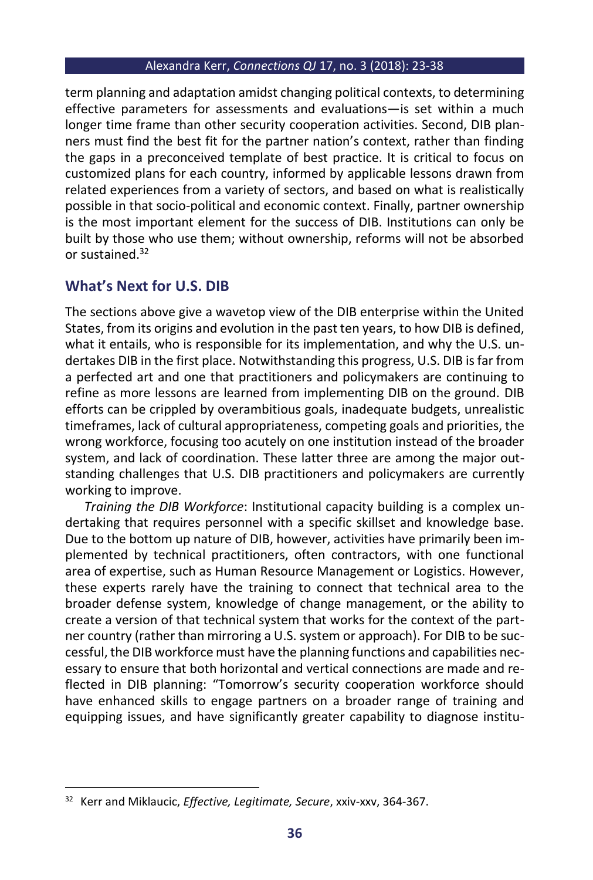term planning and adaptation amidst changing political contexts, to determining effective parameters for assessments and evaluations—is set within a much longer time frame than other security cooperation activities. Second, DIB planners must find the best fit for the partner nation's context, rather than finding the gaps in a preconceived template of best practice. It is critical to focus on customized plans for each country, informed by applicable lessons drawn from related experiences from a variety of sectors, and based on what is realistically possible in that socio-political and economic context. Finally, partner ownership is the most important element for the success of DIB. Institutions can only be built by those who use them; without ownership, reforms will not be absorbed or sustained.[32]

## What's Next for U.S. DIB

The sections above give a wavetop view of the DIB enterprise within the United States, from its origins and evolution in the past ten years, to how DIB is defined, what it entails, who is responsible for its implementation, and why the U.S. undertakes DIB in the first place. Notwithstanding this progress, U.S. DIB is far from a perfected art and one that practitioners and policymakers are continuing to refine as more lessons are learned from implementing DIB on the ground. DIB efforts can be crippled by overambitious goals, inadequate budgets, unrealistic timeframes, lack of cultural appropriateness, competing goals and priorities, the wrong workforce, focusing too acutely on one institution instead of the broader system, and lack of coordination. These latter three are among the major outstanding challenges that U.S. DIB practitioners and policymakers are currently working to improve.

*Training the DIB Workforce*: Institutional capacity building is a complex undertaking that requires personnel with a specific skillset and knowledge base. Due to the bottom up nature of DIB, however, activities have primarily been implemented by technical practitioners, often contractors, with one functional area of expertise, such as Human Resource Management or Logistics. However, these experts rarely have the training to connect that technical area to the broader defense system, knowledge of change management, or the ability to create a version of that technical system that works for the context of the partner country (rather than mirroring a U.S. system or approach). For DIB to be successful, the DIB workforce must have the planning functions and capabilities necessary to ensure that both horizontal and vertical connections are made and reflected in DIB planning: "Tomorrow's security cooperation workforce should have enhanced skills to engage partners on a broader range of training and equipping issues, and have significantly greater capability to diagnose institu-

---

[32] Kerr and Miklaucic, *Effective, Legitimate, Secure*, xxiv-xxv, 364-367.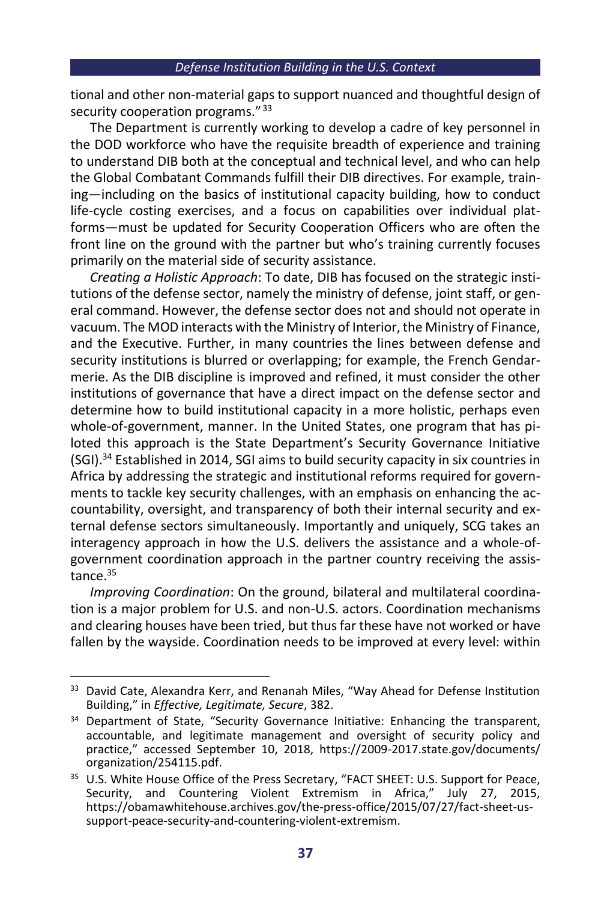tional and other non-material gaps to support nuanced and thoughtful design of security cooperation programs."[33]

The Department is currently working to develop a cadre of key personnel in the DOD workforce who have the requisite breadth of experience and training to understand DIB both at the conceptual and technical level, and who can help the Global Combatant Commands fulfill their DIB directives. For example, training—including on the basics of institutional capacity building, how to conduct life-cycle costing exercises, and a focus on capabilities over individual platforms—must be updated for Security Cooperation Officers who are often the front line on the ground with the partner but who's training currently focuses primarily on the material side of security assistance.

*Creating a Holistic Approach*: To date, DIB has focused on the strategic institutions of the defense sector, namely the ministry of defense, joint staff, or general command. However, the defense sector does not and should not operate in vacuum. The MOD interacts with the Ministry of Interior, the Ministry of Finance, and the Executive. Further, in many countries the lines between defense and security institutions is blurred or overlapping; for example, the French Gendarmerie. As the DIB discipline is improved and refined, it must consider the other institutions of governance that have a direct impact on the defense sector and determine how to build institutional capacity in a more holistic, perhaps even whole-of-government, manner. In the United States, one program that has piloted this approach is the State Department's Security Governance Initiative (SGI).[34] Established in 2014, SGI aims to build security capacity in six countries in Africa by addressing the strategic and institutional reforms required for governments to tackle key security challenges, with an emphasis on enhancing the accountability, oversight, and transparency of both their internal security and external defense sectors simultaneously. Importantly and uniquely, SCG takes an interagency approach in how the U.S. delivers the assistance and a whole-of-government coordination approach in the partner country receiving the assistance.[35]

*Improving Coordination*: On the ground, bilateral and multilateral coordination is a major problem for U.S. and non-U.S. actors. Coordination mechanisms and clearing houses have been tried, but thus far these have not worked or have fallen by the wayside. Coordination needs to be improved at every level: within

---

[33] David Cate, Alexandra Kerr, and Renanah Miles, "Way Ahead for Defense Institution Building," in *Effective, Legitimate, Secure*, 382.

[34] Department of State, "Security Governance Initiative: Enhancing the transparent, accountable, and legitimate management and oversight of security policy and practice," accessed September 10, 2018, https://2009-2017.state.gov/documents/organization/254115.pdf.

[35] U.S. White House Office of the Press Secretary, "FACT SHEET: U.S. Support for Peace, Security, and Countering Violent Extremism in Africa," July 27, 2015, https://obamawhitehouse.archives.gov/the-press-office/2015/07/27/fact-sheet-us-support-peace-security-and-countering-violent-extremism.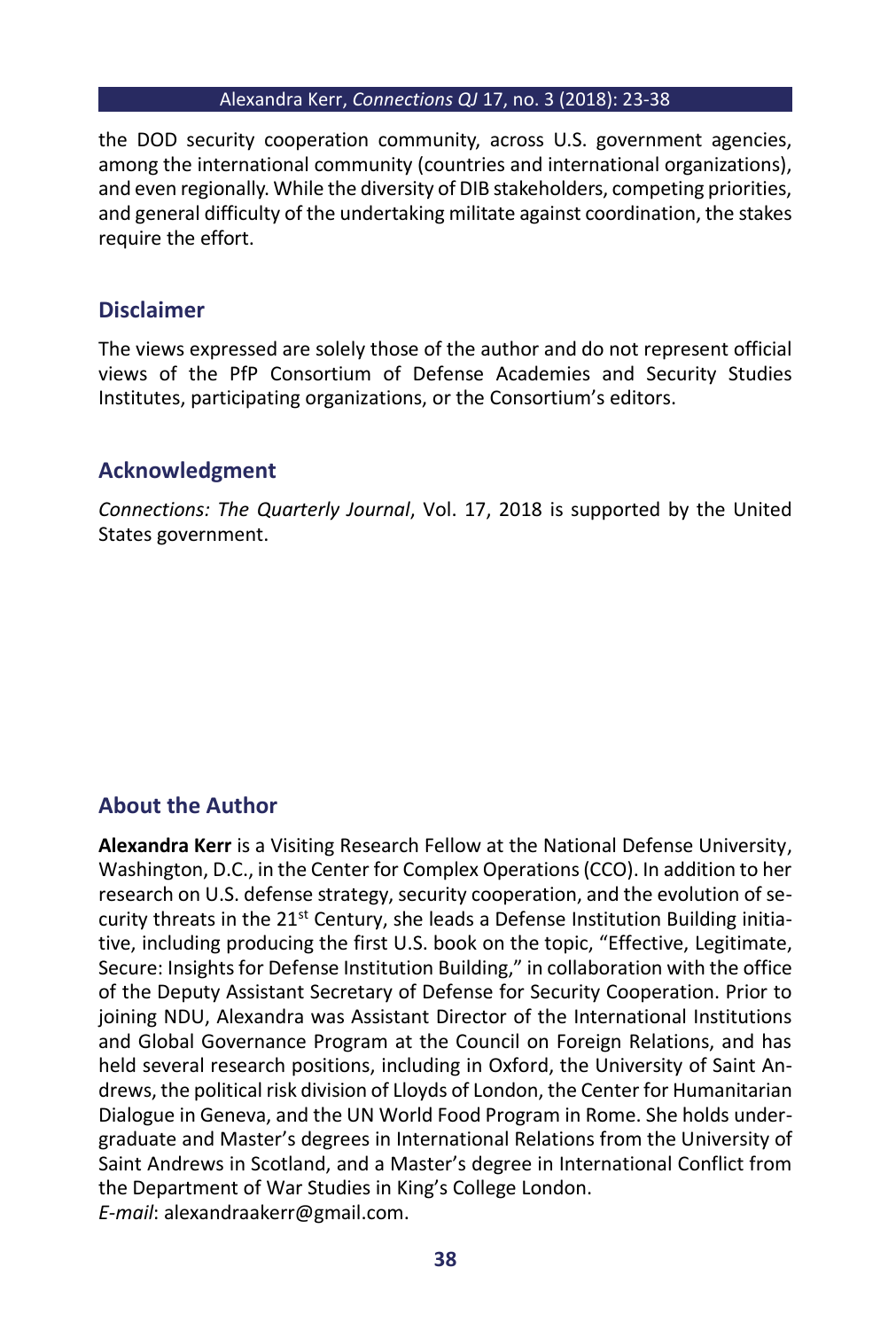the DOD security cooperation community, across U.S. government agencies, among the international community (countries and international organizations), and even regionally. While the diversity of DIB stakeholders, competing priorities, and general difficulty of the undertaking militate against coordination, the stakes require the effort.

## Disclaimer

The views expressed are solely those of the author and do not represent official views of the PfP Consortium of Defense Academies and Security Studies Institutes, participating organizations, or the Consortium's editors.

## Acknowledgment

*Connections: The Quarterly Journal*, Vol. 17, 2018 is supported by the United States government.

## About the Author

**Alexandra Kerr** is a Visiting Research Fellow at the National Defense University, Washington, D.C., in the Center for Complex Operations (CCO). In addition to her research on U.S. defense strategy, security cooperation, and the evolution of security threats in the 21st Century, she leads a Defense Institution Building initiative, including producing the first U.S. book on the topic, "Effective, Legitimate, Secure: Insights for Defense Institution Building," in collaboration with the office of the Deputy Assistant Secretary of Defense for Security Cooperation. Prior to joining NDU, Alexandra was Assistant Director of the International Institutions and Global Governance Program at the Council on Foreign Relations, and has held several research positions, including in Oxford, the University of Saint Andrews, the political risk division of Lloyds of London, the Center for Humanitarian Dialogue in Geneva, and the UN World Food Program in Rome. She holds undergraduate and Master's degrees in International Relations from the University of Saint Andrews in Scotland, and a Master's degree in International Conflict from the Department of War Studies in King's College London.
*E-mail*: alexandraakerr@gmail.com.